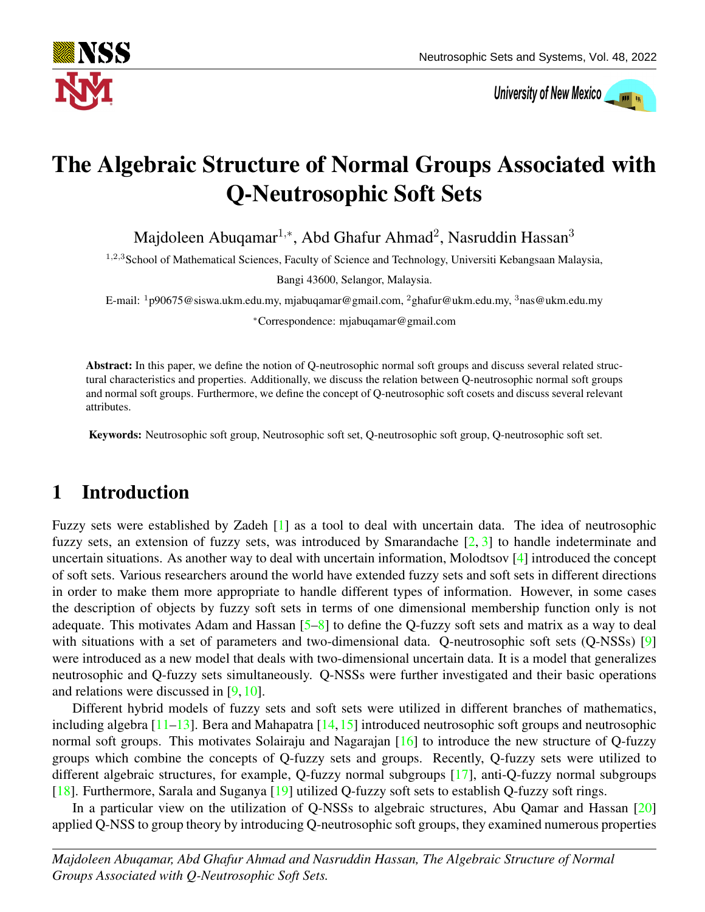# The Algebraic Structure of Normal Groups Associated with Q-Neutrosophic Soft Sets

Majdoleen Abuqamar[1,*], Abd Ghafur Ahmad[2], Nasruddin Hassan[3]

[1,2,3]School of Mathematical Sciences, Faculty of Science and Technology, Universiti Kebangsaan Malaysia, Bangi 43600, Selangor, Malaysia.

E-mail: [1]p90675@siswa.ukm.edu.my, mjabuqamar@gmail.com, [2]ghafur@ukm.edu.my, [3]nas@ukm.edu.my

*Correspondence: mjabuqamar@gmail.com

**Abstract:** In this paper, we define the notion of Q-neutrosophic normal soft groups and discuss several related structural characteristics and properties. Additionally, we discuss the relation between Q-neutrosophic normal soft groups and normal soft groups. Furthermore, we define the concept of Q-neutrosophic soft cosets and discuss several relevant attributes.

**Keywords:** Neutrosophic soft group, Neutrosophic soft set, Q-neutrosophic soft group, Q-neutrosophic soft set.

## 1 Introduction

Fuzzy sets were established by Zadeh [1] as a tool to deal with uncertain data. The idea of neutrosophic fuzzy sets, an extension of fuzzy sets, was introduced by Smarandache [2, 3] to handle indeterminate and uncertain situations. As another way to deal with uncertain information, Molodtsov [4] introduced the concept of soft sets. Various researchers around the world have extended fuzzy sets and soft sets in different directions in order to make them more appropriate to handle different types of information. However, in some cases the description of objects by fuzzy soft sets in terms of one dimensional membership function only is not adequate. This motivates Adam and Hassan [5–8] to define the Q-fuzzy soft sets and matrix as a way to deal with situations with a set of parameters and two-dimensional data. Q-neutrosophic soft sets (Q-NSSs) [9] were introduced as a new model that deals with two-dimensional uncertain data. It is a model that generalizes neutrosophic and Q-fuzzy sets simultaneously. Q-NSSs were further investigated and their basic operations and relations were discussed in [9, 10].

Different hybrid models of fuzzy sets and soft sets were utilized in different branches of mathematics, including algebra [11–13]. Bera and Mahapatra [14, 15] introduced neutrosophic soft groups and neutrosophic normal soft groups. This motivates Solairaju and Nagarajan [16] to introduce the new structure of Q-fuzzy groups which combine the concepts of Q-fuzzy sets and groups. Recently, Q-fuzzy sets were utilized to different algebraic structures, for example, Q-fuzzy normal subgroups [17], anti-Q-fuzzy normal subgroups [18]. Furthermore, Sarala and Suganya [19] utilized Q-fuzzy soft sets to establish Q-fuzzy soft rings.

In a particular view on the utilization of Q-NSSs to algebraic structures, Abu Qamar and Hassan [20] applied Q-NSS to group theory by introducing Q-neutrosophic soft groups, they examined numerous properties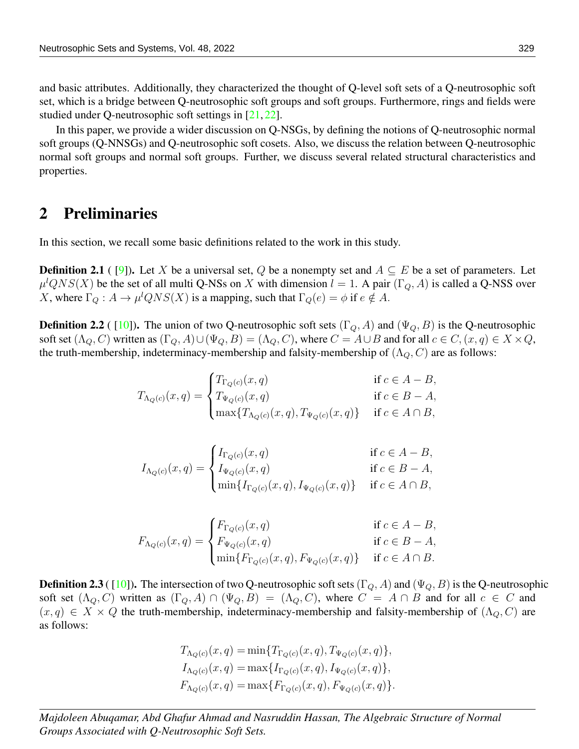and basic attributes. Additionally, they characterized the thought of Q-level soft sets of a Q-neutrosophic soft set, which is a bridge between Q-neutrosophic soft groups and soft groups. Furthermore, rings and fields were studied under Q-neutrosophic soft settings in [21, 22].

In this paper, we provide a wider discussion on Q-NSGs, by defining the notions of Q-neutrosophic normal soft groups (Q-NNSGs) and Q-neutrosophic soft cosets. Also, we discuss the relation between Q-neutrosophic normal soft groups and normal soft groups. Further, we discuss several related structural characteristics and properties.

## 2 Preliminaries

In this section, we recall some basic definitions related to the work in this study.

**Definition 2.1** ( [9]). Let $X$ be a universal set, $Q$ be a nonempty set and $A \subseteq E$ be a set of parameters. Let $\mu^l QNS(X)$ be the set of all multi Q-NSs on $X$ with dimension $l = 1$. A pair $(\Gamma_Q, A)$ is called a Q-NSS over $X$, where $\Gamma_Q : A \rightarrow \mu^l QNS(X)$ is a mapping, such that $\Gamma_Q(e) = \phi$ if $e \notin A$.

**Definition 2.2** ( [10]). The union of two Q-neutrosophic soft sets $(\Gamma_Q, A)$ and $(\Psi_Q, B)$ is the Q-neutrosophic soft set $(\Lambda_Q, C)$ written as $(\Gamma_Q, A) \cup (\Psi_Q, B) = (\Lambda_Q, C)$, where $C = A \cup B$ and for all $c \in C, (x, q) \in X \times Q$, the truth-membership, indeterminacy-membership and falsity-membership of $(\Lambda_Q, C)$ are as follows:

$$T_{\Lambda_Q(c)}(x,q) = \begin{cases} T_{\Gamma_Q(c)}(x,q) & \text{if } c \in A - B, \\ T_{\Psi_Q(c)}(x,q) & \text{if } c \in B - A, \\ \max\{T_{\Lambda_Q(c)}(x,q), T_{\Psi_Q(c)}(x,q)\} & \text{if } c \in A \cap B, \end{cases}$$

$$I_{\Lambda_Q(c)}(x,q) = \begin{cases} I_{\Gamma_Q(c)}(x,q) & \text{if } c \in A - B, \\ I_{\Psi_Q(c)}(x,q) & \text{if } c \in B - A, \\ \min\{I_{\Gamma_Q(c)}(x,q), I_{\Psi_Q(c)}(x,q)\} & \text{if } c \in A \cap B, \end{cases}$$

$$F_{\Lambda_Q(c)}(x,q) = \begin{cases} F_{\Gamma_Q(c)}(x,q) & \text{if } c \in A - B, \\ F_{\Psi_Q(c)}(x,q) & \text{if } c \in B - A, \\ \min\{F_{\Gamma_Q(c)}(x,q), F_{\Psi_Q(c)}(x,q)\} & \text{if } c \in A \cap B. \end{cases}$$

**Definition 2.3** ( [10]). The intersection of two Q-neutrosophic soft sets $(\Gamma_Q, A)$ and $(\Psi_Q, B)$ is the Q-neutrosophic soft set $(\Lambda_Q, C)$ written as $(\Gamma_Q, A) \cap (\Psi_Q, B) = (\Lambda_Q, C)$, where $C = A \cap B$ and for all $c \in C$ and $(x, q) \in X \times Q$ the truth-membership, indeterminacy-membership and falsity-membership of $(\Lambda_Q, C)$ are as follows:

$$\begin{aligned} T_{\Lambda_Q(c)}(x,q) &= \min\{T_{\Gamma_Q(c)}(x,q), T_{\Psi_Q(c)}(x,q)\}, \\ I_{\Lambda_Q(c)}(x,q) &= \max\{I_{\Gamma_Q(c)}(x,q), I_{\Psi_Q(c)}(x,q)\}, \\ F_{\Lambda_Q(c)}(x,q) &= \max\{F_{\Gamma_Q(c)}(x,q), F_{\Psi_Q(c)}(x,q)\}. \end{aligned}$$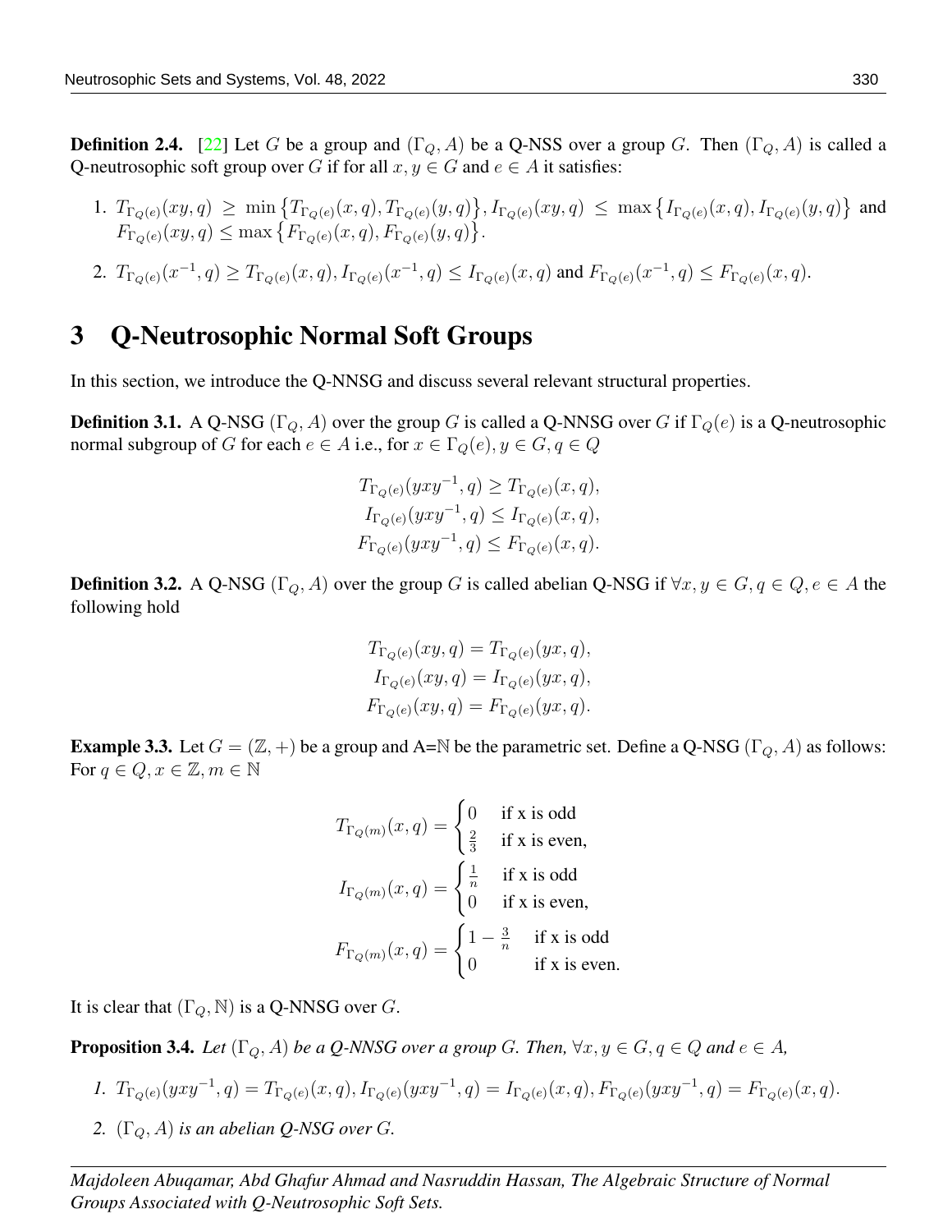**Definition 2.4.** [22] Let $G$ be a group and $(\Gamma_Q, A)$ be a Q-NSS over a group $G$. Then $(\Gamma_Q, A)$ is called a Q-neutrosophic soft group over $G$ if for all $x, y \in G$ and $e \in A$ it satisfies:

1. $T_{\Gamma_{Q(e)}}(xy, q) \geq \min\left\{T_{\Gamma_{Q(e)}}(x, q), T_{\Gamma_{Q(e)}}(y, q)\right\}$, $I_{\Gamma_{Q(e)}}(xy, q) \leq \max\left\{I_{\Gamma_{Q(e)}}(x, q), I_{\Gamma_{Q(e)}}(y, q)\right\}$ and $F_{\Gamma_{Q(e)}}(xy, q) \leq \max\left\{F_{\Gamma_{Q(e)}}(x, q), F_{\Gamma_{Q(e)}}(y, q)\right\}$.
2. $T_{\Gamma_{Q(e)}}(x^{-1}, q) \geq T_{\Gamma_{Q(e)}}(x, q)$, $I_{\Gamma_{Q(e)}}(x^{-1}, q) \leq I_{\Gamma_{Q(e)}}(x, q)$ and $F_{\Gamma_{Q(e)}}(x^{-1}, q) \leq F_{\Gamma_{Q(e)}}(x, q)$.

# 3 Q-Neutrosophic Normal Soft Groups

In this section, we introduce the Q-NNSG and discuss several relevant structural properties.

**Definition 3.1.** A Q-NSG $(\Gamma_Q, A)$ over the group $G$ is called a Q-NNSG over $G$ if $\Gamma_Q(e)$ is a Q-neutrosophic normal subgroup of $G$ for each $e \in A$ i.e., for $x \in \Gamma_Q(e), y \in G, q \in Q$

$$
\begin{aligned}
T_{\Gamma_{Q(e)}}(yxy^{-1}, q) &\geq T_{\Gamma_{Q(e)}}(x, q),\\
I_{\Gamma_{Q(e)}}(yxy^{-1}, q) &\leq I_{\Gamma_{Q(e)}}(x, q),\\
F_{\Gamma_{Q(e)}}(yxy^{-1}, q) &\leq F_{\Gamma_{Q(e)}}(x, q).
\end{aligned}
$$

**Definition 3.2.** A Q-NSG $(\Gamma_Q, A)$ over the group $G$ is called abelian Q-NSG if $\forall x, y \in G, q \in Q, e \in A$ the following hold

$$
\begin{aligned}
T_{\Gamma_{Q(e)}}(xy, q) &= T_{\Gamma_{Q(e)}}(yx, q),\\
I_{\Gamma_{Q(e)}}(xy, q) &= I_{\Gamma_{Q(e)}}(yx, q),\\
F_{\Gamma_{Q(e)}}(xy, q) &= F_{\Gamma_{Q(e)}}(yx, q).
\end{aligned}
$$

**Example 3.3.** Let $G = (\mathbb{Z}, +)$ be a group and A=$\mathbb{N}$ be the parametric set. Define a Q-NSG $(\Gamma_Q, A)$ as follows: For $q \in Q, x \in \mathbb{Z}, m \in \mathbb{N}$

$$
T_{\Gamma_{Q(m)}}(x, q) = \begin{cases} 0 & \text{if x is odd} \\ \frac{2}{3} & \text{if x is even,} \end{cases}
$$

$$
I_{\Gamma_{Q(m)}}(x, q) = \begin{cases} \frac{1}{n} & \text{if x is odd} \\ 0 & \text{if x is even,} \end{cases}
$$

$$
F_{\Gamma_{Q(m)}}(x, q) = \begin{cases} 1 - \frac{3}{n} & \text{if x is odd} \\ 0 & \text{if x is even.} \end{cases}
$$

It is clear that $(\Gamma_Q, \mathbb{N})$ is a Q-NNSG over $G$.

**Proposition 3.4.** *Let $(\Gamma_Q, A)$ be a Q-NNSG over a group $G$. Then, $\forall x, y \in G, q \in Q$ and $e \in A$,*

1. $T_{\Gamma_{Q(e)}}(yxy^{-1}, q) = T_{\Gamma_{Q(e)}}(x, q)$, $I_{\Gamma_{Q(e)}}(yxy^{-1}, q) = I_{\Gamma_{Q(e)}}(x, q)$, $F_{\Gamma_{Q(e)}}(yxy^{-1}, q) = F_{\Gamma_{Q(e)}}(x, q)$.
2. *$(\Gamma_Q, A)$ is an abelian Q-NSG over $G$.*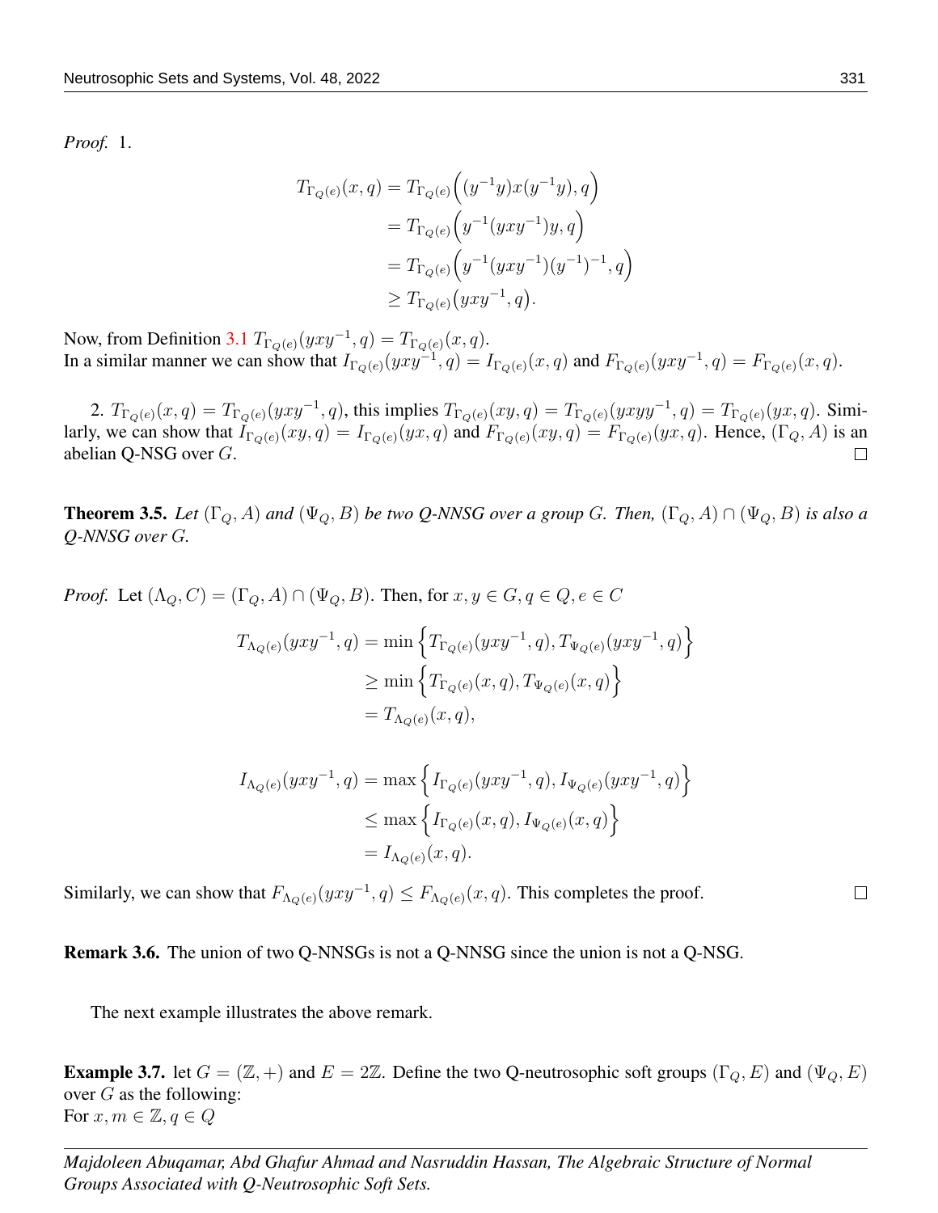*Proof.* 1.

$$
\begin{aligned}
T_{\Gamma_{Q(e)}}(x,q) &= T_{\Gamma_{Q(e)}}\Big((y^{-1}y)x(y^{-1}y),q\Big)\\
&= T_{\Gamma_{Q(e)}}\Big(y^{-1}(yxy^{-1})y,q\Big)\\
&= T_{\Gamma_{Q(e)}}\Big(y^{-1}(yxy^{-1})(y^{-1})^{-1},q\Big)\\
&\geq T_{\Gamma_{Q(e)}}\big(yxy^{-1},q\big).
\end{aligned}
$$

Now, from Definition 3.1 $T_{\Gamma_{Q(e)}}(yxy^{-1},q) = T_{\Gamma_{Q(e)}}(x,q)$.
In a similar manner we can show that $I_{\Gamma_{Q(e)}}(yxy^{-1},q) = I_{\Gamma_{Q(e)}}(x,q)$ and $F_{\Gamma_{Q(e)}}(yxy^{-1},q) = F_{\Gamma_{Q(e)}}(x,q)$.

2. $T_{\Gamma_{Q(e)}}(x,q) = T_{\Gamma_{Q(e)}}(yxy^{-1},q)$, this implies $T_{\Gamma_{Q(e)}}(xy,q) = T_{\Gamma_{Q(e)}}(yxyy^{-1},q) = T_{\Gamma_{Q(e)}}(yx,q)$. Similarly, we can show that $I_{\Gamma_{Q(e)}}(xy,q) = I_{\Gamma_{Q(e)}}(yx,q)$ and $F_{\Gamma_{Q(e)}}(xy,q) = F_{\Gamma_{Q(e)}}(yx,q)$. Hence, $(\Gamma_Q, A)$ is an abelian Q-NSG over $G$. □

**Theorem 3.5.** *Let $(\Gamma_Q, A)$ and $(\Psi_Q, B)$ be two Q-NNSG over a group $G$. Then, $(\Gamma_Q, A) \cap (\Psi_Q, B)$ is also a Q-NNSG over $G$.*

*Proof.* Let $(\Lambda_Q, C) = (\Gamma_Q, A) \cap (\Psi_Q, B)$. Then, for $x, y \in G, q \in Q, e \in C$

$$
\begin{aligned}
T_{\Lambda_{Q(e)}}(yxy^{-1},q) &= \min\Big\{T_{\Gamma_{Q(e)}}(yxy^{-1},q), T_{\Psi_{Q(e)}}(yxy^{-1},q)\Big\}\\
&\geq \min\Big\{T_{\Gamma_{Q(e)}}(x,q), T_{\Psi_{Q(e)}}(x,q)\Big\}\\
&= T_{\Lambda_{Q(e)}}(x,q),
\end{aligned}
$$

$$
\begin{aligned}
I_{\Lambda_{Q(e)}}(yxy^{-1},q) &= \max\Big\{I_{\Gamma_{Q(e)}}(yxy^{-1},q), I_{\Psi_{Q(e)}}(yxy^{-1},q)\Big\}\\
&\leq \max\Big\{I_{\Gamma_{Q(e)}}(x,q), I_{\Psi_{Q(e)}}(x,q)\Big\}\\
&= I_{\Lambda_{Q(e)}}(x,q).
\end{aligned}
$$

Similarly, we can show that $F_{\Lambda_{Q(e)}}(yxy^{-1},q) \leq F_{\Lambda_{Q(e)}}(x,q)$. This completes the proof. □

**Remark 3.6.** The union of two Q-NNSGs is not a Q-NNSG since the union is not a Q-NSG.

The next example illustrates the above remark.

**Example 3.7.** let $G = (\mathbb{Z}, +)$ and $E = 2\mathbb{Z}$. Define the two Q-neutrosophic soft groups $(\Gamma_Q, E)$ and $(\Psi_Q, E)$ over $G$ as the following:
For $x, m \in \mathbb{Z}, q \in Q$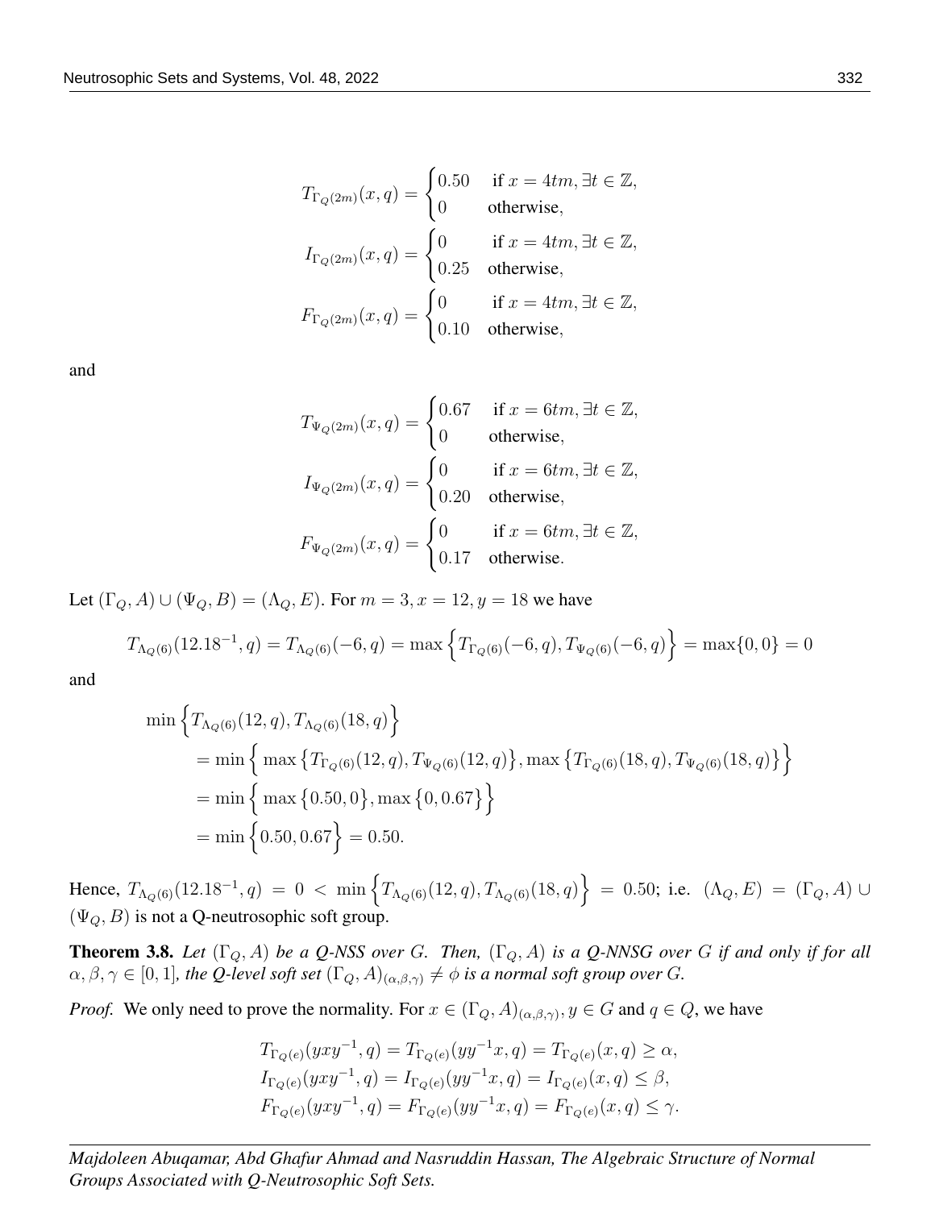$$T_{\Gamma_Q(2m)}(x,q) = \begin{cases} 0.50 & \text{if } x = 4tm, \exists t \in \mathbb{Z}, \\ 0 & \text{otherwise}, \end{cases}$$

$$I_{\Gamma_Q(2m)}(x,q) = \begin{cases} 0 & \text{if } x = 4tm, \exists t \in \mathbb{Z}, \\ 0.25 & \text{otherwise}, \end{cases}$$

$$F_{\Gamma_Q(2m)}(x,q) = \begin{cases} 0 & \text{if } x = 4tm, \exists t \in \mathbb{Z}, \\ 0.10 & \text{otherwise}, \end{cases}$$

and

$$T_{\Psi_Q(2m)}(x,q) = \begin{cases} 0.67 & \text{if } x = 6tm, \exists t \in \mathbb{Z}, \\ 0 & \text{otherwise}, \end{cases}$$

$$I_{\Psi_Q(2m)}(x,q) = \begin{cases} 0 & \text{if } x = 6tm, \exists t \in \mathbb{Z}, \\ 0.20 & \text{otherwise}, \end{cases}$$

$$F_{\Psi_Q(2m)}(x,q) = \begin{cases} 0 & \text{if } x = 6tm, \exists t \in \mathbb{Z}, \\ 0.17 & \text{otherwise}. \end{cases}$$

Let $(\Gamma_Q, A) \cup (\Psi_Q, B) = (\Lambda_Q, E)$. For $m = 3, x = 12, y = 18$ we have

$$T_{\Lambda_Q(6)}(12.18^{-1}, q) = T_{\Lambda_Q(6)}(-6, q) = \max\Big\{T_{\Gamma_Q(6)}(-6,q), T_{\Psi_Q(6)}(-6,q)\Big\} = \max\{0, 0\} = 0$$

and

$$\begin{aligned}
&\min\Big\{T_{\Lambda_Q(6)}(12, q), T_{\Lambda_Q(6)}(18, q)\Big\} \\
&\quad = \min\Big\{\max\big\{T_{\Gamma_Q(6)}(12,q), T_{\Psi_Q(6)}(12,q)\big\}, \max\big\{T_{\Gamma_Q(6)}(18,q), T_{\Psi_Q(6)}(18,q)\big\}\Big\} \\
&\quad = \min\Big\{\max\big\{0.50, 0\big\}, \max\big\{0, 0.67\big\}\Big\} \\
&\quad = \min\Big\{0.50, 0.67\Big\} = 0.50.
\end{aligned}$$

Hence, $T_{\Lambda_Q(6)}(12.18^{-1}, q) = 0 < \min\Big\{T_{\Lambda_Q(6)}(12, q), T_{\Lambda_Q(6)}(18, q)\Big\} = 0.50$; i.e. $(\Lambda_Q, E) = (\Gamma_Q, A) \cup (\Psi_Q, B)$ is not a Q-neutrosophic soft group.

**Theorem 3.8.** *Let $(\Gamma_Q, A)$ be a Q-NSS over $G$. Then, $(\Gamma_Q, A)$ is a Q-NNSG over $G$ if and only if for all $\alpha, \beta, \gamma \in [0,1]$, the Q-level soft set $(\Gamma_Q, A)_{(\alpha,\beta,\gamma)} \neq \phi$ is a normal soft group over $G$.*

*Proof.* We only need to prove the normality. For $x \in (\Gamma_Q, A)_{(\alpha,\beta,\gamma)}, y \in G$ and $q \in Q$, we have

$$\begin{aligned}
T_{\Gamma_Q(e)}(yxy^{-1}, q) &= T_{\Gamma_Q(e)}(yy^{-1}x, q) = T_{\Gamma_Q(e)}(x, q) \geq \alpha, \\
I_{\Gamma_Q(e)}(yxy^{-1}, q) &= I_{\Gamma_Q(e)}(yy^{-1}x, q) = I_{\Gamma_Q(e)}(x, q) \leq \beta, \\
F_{\Gamma_Q(e)}(yxy^{-1}, q) &= F_{\Gamma_Q(e)}(yy^{-1}x, q) = F_{\Gamma_Q(e)}(x, q) \leq \gamma.
\end{aligned}$$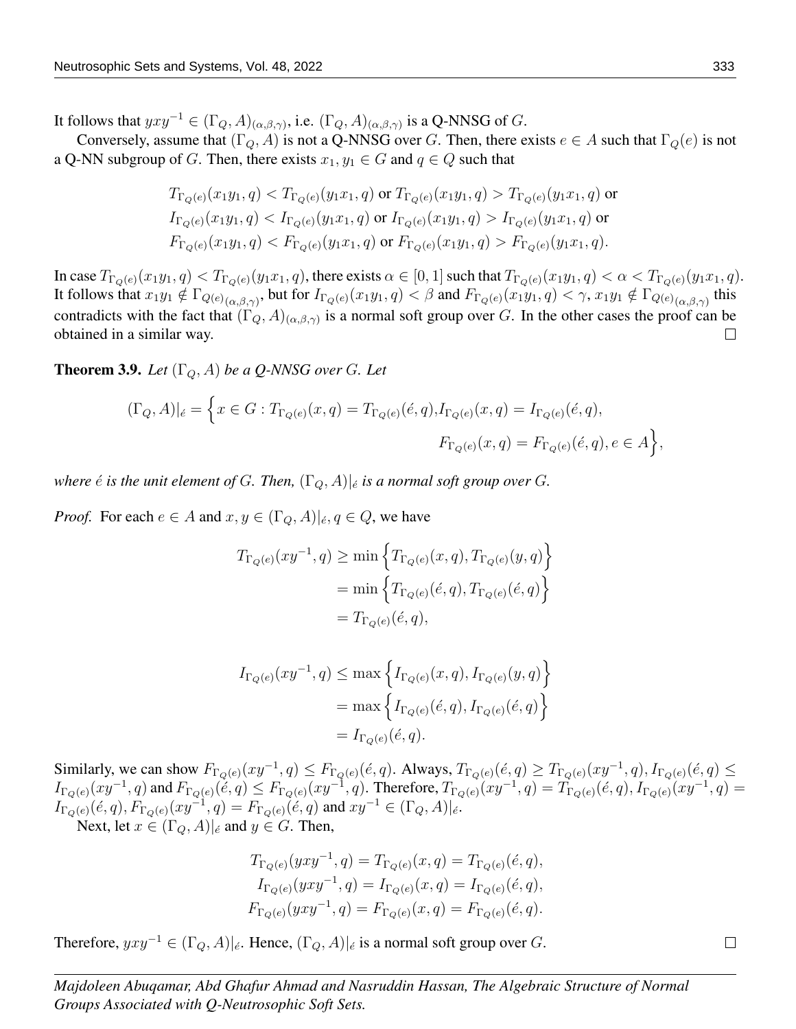It follows that $yxy^{-1} \in (\Gamma_Q, A)_{(\alpha,\beta,\gamma)}$, i.e. $(\Gamma_Q, A)_{(\alpha,\beta,\gamma)}$ is a Q-NNSG of $G$.

Conversely, assume that $(\Gamma_Q, A)$ is not a Q-NNSG over $G$. Then, there exists $e \in A$ such that $\Gamma_Q(e)$ is not a Q-NN subgroup of $G$. Then, there exists $x_1, y_1 \in G$ and $q \in Q$ such that

$$
\begin{aligned}
&T_{\Gamma_Q(e)}(x_1y_1, q) < T_{\Gamma_Q(e)}(y_1x_1, q) \text{ or } T_{\Gamma_Q(e)}(x_1y_1, q) > T_{\Gamma_Q(e)}(y_1x_1, q) \text{ or}\\
&I_{\Gamma_Q(e)}(x_1y_1, q) < I_{\Gamma_Q(e)}(y_1x_1, q) \text{ or } I_{\Gamma_Q(e)}(x_1y_1, q) > I_{\Gamma_Q(e)}(y_1x_1, q) \text{ or}\\
&F_{\Gamma_Q(e)}(x_1y_1, q) < F_{\Gamma_Q(e)}(y_1x_1, q) \text{ or } F_{\Gamma_Q(e)}(x_1y_1, q) > F_{\Gamma_Q(e)}(y_1x_1, q).
\end{aligned}
$$

In case $T_{\Gamma_Q(e)}(x_1y_1, q) < T_{\Gamma_Q(e)}(y_1x_1, q)$, there exists $\alpha \in [0, 1]$ such that $T_{\Gamma_Q(e)}(x_1y_1, q) < \alpha < T_{\Gamma_Q(e)}(y_1x_1, q)$. It follows that $x_1y_1 \notin \Gamma_{Q(e)_{(\alpha,\beta,\gamma)}}$, but for $I_{\Gamma_Q(e)}(x_1y_1, q) < \beta$ and $F_{\Gamma_Q(e)}(x_1y_1, q) < \gamma$, $x_1y_1 \notin \Gamma_{Q(e)_{(\alpha,\beta,\gamma)}}$ this contradicts with the fact that $(\Gamma_Q, A)_{(\alpha,\beta,\gamma)}$ is a normal soft group over $G$. In the other cases the proof can be obtained in a similar way. □

**Theorem 3.9.** *Let $(\Gamma_Q, A)$ be a Q-NNSG over $G$. Let*

$$
\begin{aligned}
(\Gamma_Q, A)|_{\acute{e}} = \Big\{ x \in G : T_{\Gamma_Q(e)}(x, q) = T_{\Gamma_Q(e)}(\acute{e}, q), I_{\Gamma_Q(e)}(x, q) = I_{\Gamma_Q(e)}(\acute{e}, q),\\
F_{\Gamma_Q(e)}(x, q) = F_{\Gamma_Q(e)}(\acute{e}, q), e \in A \Big\},
\end{aligned}
$$

*where $\acute{e}$ is the unit element of $G$. Then, $(\Gamma_Q, A)|_{\acute{e}}$ is a normal soft group over $G$.*

*Proof.* For each $e \in A$ and $x, y \in (\Gamma_Q, A)|_{\acute{e}}$, $q \in Q$, we have

$$
\begin{aligned}
T_{\Gamma_Q(e)}(xy^{-1}, q) &\geq \min\Big\{ T_{\Gamma_Q(e)}(x, q), T_{\Gamma_Q(e)}(y, q) \Big\}\\
&= \min\Big\{ T_{\Gamma_Q(e)}(\acute{e}, q), T_{\Gamma_Q(e)}(\acute{e}, q) \Big\}\\
&= T_{\Gamma_Q(e)}(\acute{e}, q),
\end{aligned}
$$

$$
\begin{aligned}
I_{\Gamma_Q(e)}(xy^{-1}, q) &\leq \max\Big\{ I_{\Gamma_Q(e)}(x, q), I_{\Gamma_Q(e)}(y, q) \Big\}\\
&= \max\Big\{ I_{\Gamma_Q(e)}(\acute{e}, q), I_{\Gamma_Q(e)}(\acute{e}, q) \Big\}\\
&= I_{\Gamma_Q(e)}(\acute{e}, q).
\end{aligned}
$$

Similarly, we can show $F_{\Gamma_Q(e)}(xy^{-1}, q) \leq F_{\Gamma_Q(e)}(\acute{e}, q)$. Always, $T_{\Gamma_Q(e)}(\acute{e}, q) \geq T_{\Gamma_Q(e)}(xy^{-1}, q)$, $I_{\Gamma_Q(e)}(\acute{e}, q) \leq I_{\Gamma_Q(e)}(xy^{-1}, q)$ and $F_{\Gamma_Q(e)}(\acute{e}, q) \leq F_{\Gamma_Q(e)}(xy^{-1}, q)$. Therefore, $T_{\Gamma_Q(e)}(xy^{-1}, q) = T_{\Gamma_Q(e)}(\acute{e}, q)$, $I_{\Gamma_Q(e)}(xy^{-1}, q) = I_{\Gamma_Q(e)}(\acute{e}, q)$, $F_{\Gamma_Q(e)}(xy^{-1}, q) = F_{\Gamma_Q(e)}(\acute{e}, q)$ and $xy^{-1} \in (\Gamma_Q, A)|_{\acute{e}}$.

Next, let $x \in (\Gamma_Q, A)|_{\acute{e}}$ and $y \in G$. Then,

$$
\begin{aligned}
T_{\Gamma_Q(e)}(yxy^{-1}, q) = T_{\Gamma_Q(e)}(x, q) = T_{\Gamma_Q(e)}(\acute{e}, q),\\
I_{\Gamma_Q(e)}(yxy^{-1}, q) = I_{\Gamma_Q(e)}(x, q) = I_{\Gamma_Q(e)}(\acute{e}, q),\\
F_{\Gamma_Q(e)}(yxy^{-1}, q) = F_{\Gamma_Q(e)}(x, q) = F_{\Gamma_Q(e)}(\acute{e}, q).
\end{aligned}
$$

Therefore, $yxy^{-1} \in (\Gamma_Q, A)|_{\acute{e}}$. Hence, $(\Gamma_Q, A)|_{\acute{e}}$ is a normal soft group over $G$. □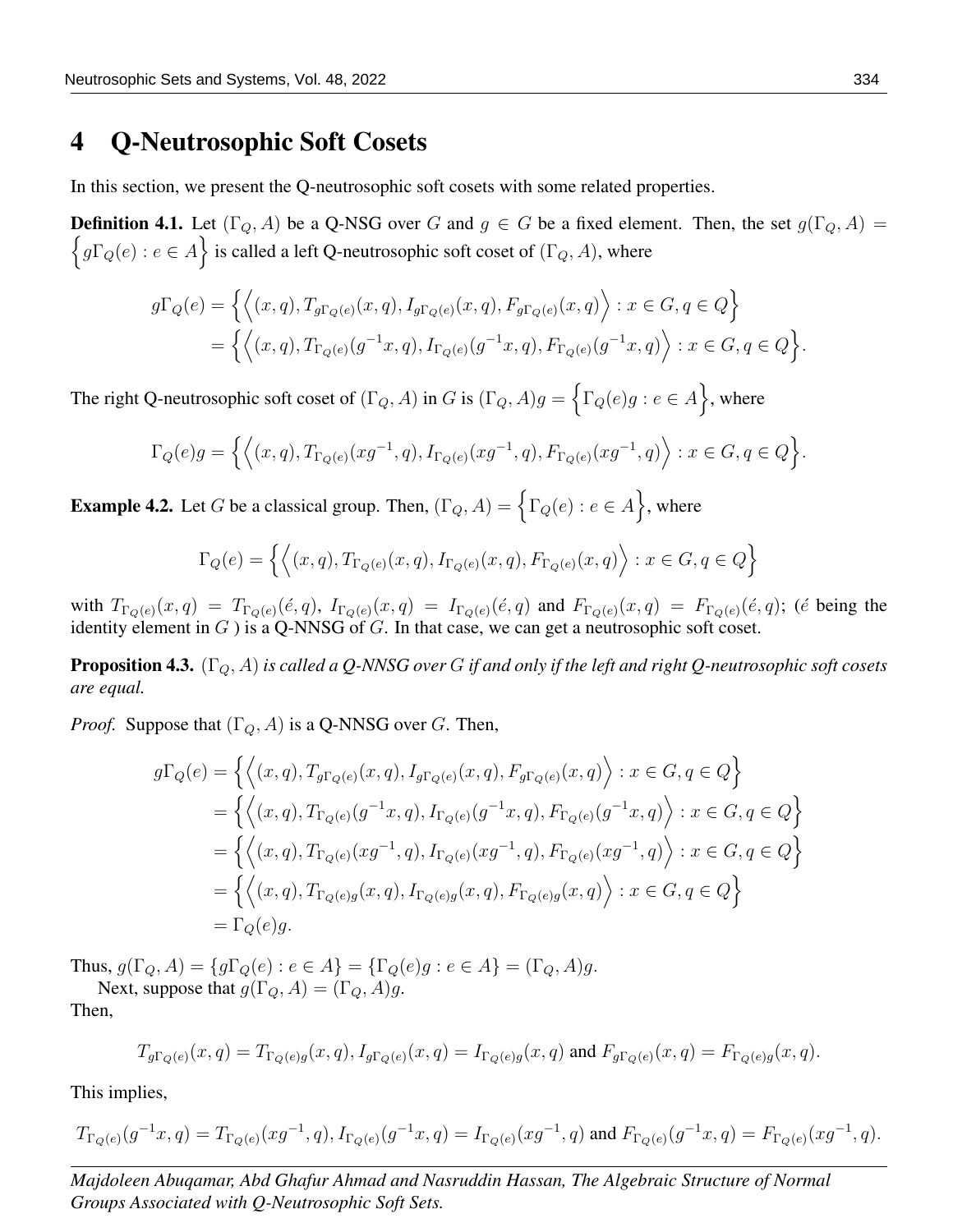## 4 Q-Neutrosophic Soft Cosets

In this section, we present the Q-neutrosophic soft cosets with some related properties.

**Definition 4.1.** Let $(\Gamma_Q, A)$ be a Q-NSG over $G$ and $g \in G$ be a fixed element. Then, the set $g(\Gamma_Q, A) = \Big\{ g\Gamma_Q(e) : e \in A \Big\}$ is called a left Q-neutrosophic soft coset of $(\Gamma_Q, A)$, where

$$
\begin{aligned}
g\Gamma_Q(e) &= \Big\{ \Big\langle (x,q), T_{g\Gamma_Q(e)}(x,q), I_{g\Gamma_Q(e)}(x,q), F_{g\Gamma_Q(e)}(x,q) \Big\rangle : x \in G, q \in Q \Big\} \\
&= \Big\{ \Big\langle (x,q), T_{\Gamma_Q(e)}(g^{-1}x,q), I_{\Gamma_Q(e)}(g^{-1}x,q), F_{\Gamma_Q(e)}(g^{-1}x,q) \Big\rangle : x \in G, q \in Q \Big\}.
\end{aligned}
$$

The right Q-neutrosophic soft coset of $(\Gamma_Q, A)$ in $G$ is $(\Gamma_Q, A)g = \Big\{ \Gamma_Q(e)g : e \in A \Big\}$, where

$$
\Gamma_Q(e)g = \Big\{ \Big\langle (x,q), T_{\Gamma_Q(e)}(xg^{-1},q), I_{\Gamma_Q(e)}(xg^{-1},q), F_{\Gamma_Q(e)}(xg^{-1},q) \Big\rangle : x \in G, q \in Q \Big\}.
$$

**Example 4.2.** Let $G$ be a classical group. Then, $(\Gamma_Q, A) = \Big\{ \Gamma_Q(e) : e \in A \Big\}$, where

$$
\Gamma_Q(e) = \Big\{ \Big\langle (x,q), T_{\Gamma_Q(e)}(x,q), I_{\Gamma_Q(e)}(x,q), F_{\Gamma_Q(e)}(x,q) \Big\rangle : x \in G, q \in Q \Big\}
$$

with $T_{\Gamma_Q(e)}(x,q) = T_{\Gamma_Q(e)}(\acute{e},q)$, $I_{\Gamma_Q(e)}(x,q) = I_{\Gamma_Q(e)}(\acute{e},q)$ and $F_{\Gamma_Q(e)}(x,q) = F_{\Gamma_Q(e)}(\acute{e},q)$; ($\acute{e}$ being the identity element in $G$ ) is a Q-NNSG of $G$. In that case, we can get a neutrosophic soft coset.

**Proposition 4.3.** *$(\Gamma_Q, A)$ is called a Q-NNSG over $G$ if and only if the left and right Q-neutrosophic soft cosets are equal.*

*Proof.* Suppose that $(\Gamma_Q, A)$ is a Q-NNSG over $G$. Then,

$$
\begin{aligned}
g\Gamma_Q(e) &= \Big\{ \Big\langle (x,q), T_{g\Gamma_Q(e)}(x,q), I_{g\Gamma_Q(e)}(x,q), F_{g\Gamma_Q(e)}(x,q) \Big\rangle : x \in G, q \in Q \Big\} \\
&= \Big\{ \Big\langle (x,q), T_{\Gamma_Q(e)}(g^{-1}x,q), I_{\Gamma_Q(e)}(g^{-1}x,q), F_{\Gamma_Q(e)}(g^{-1}x,q) \Big\rangle : x \in G, q \in Q \Big\} \\
&= \Big\{ \Big\langle (x,q), T_{\Gamma_Q(e)}(xg^{-1},q), I_{\Gamma_Q(e)}(xg^{-1},q), F_{\Gamma_Q(e)}(xg^{-1},q) \Big\rangle : x \in G, q \in Q \Big\} \\
&= \Big\{ \Big\langle (x,q), T_{\Gamma_Q(e)g}(x,q), I_{\Gamma_Q(e)g}(x,q), F_{\Gamma_Q(e)g}(x,q) \Big\rangle : x \in G, q \in Q \Big\} \\
&= \Gamma_Q(e)g.
\end{aligned}
$$

Thus, $g(\Gamma_Q, A) = \{g\Gamma_Q(e) : e \in A\} = \{\Gamma_Q(e)g : e \in A\} = (\Gamma_Q, A)g$.

Next, suppose that $g(\Gamma_Q, A) = (\Gamma_Q, A)g$.

Then,

$$
T_{g\Gamma_Q(e)}(x,q) = T_{\Gamma_Q(e)g}(x,q), I_{g\Gamma_Q(e)}(x,q) = I_{\Gamma_Q(e)g}(x,q) \text{ and } F_{g\Gamma_Q(e)}(x,q) = F_{\Gamma_Q(e)g}(x,q).
$$

This implies,

$$
T_{\Gamma_Q(e)}(g^{-1}x,q) = T_{\Gamma_Q(e)}(xg^{-1},q), I_{\Gamma_Q(e)}(g^{-1}x,q) = I_{\Gamma_Q(e)}(xg^{-1},q) \text{ and } F_{\Gamma_Q(e)}(g^{-1}x,q) = F_{\Gamma_Q(e)}(xg^{-1},q).
$$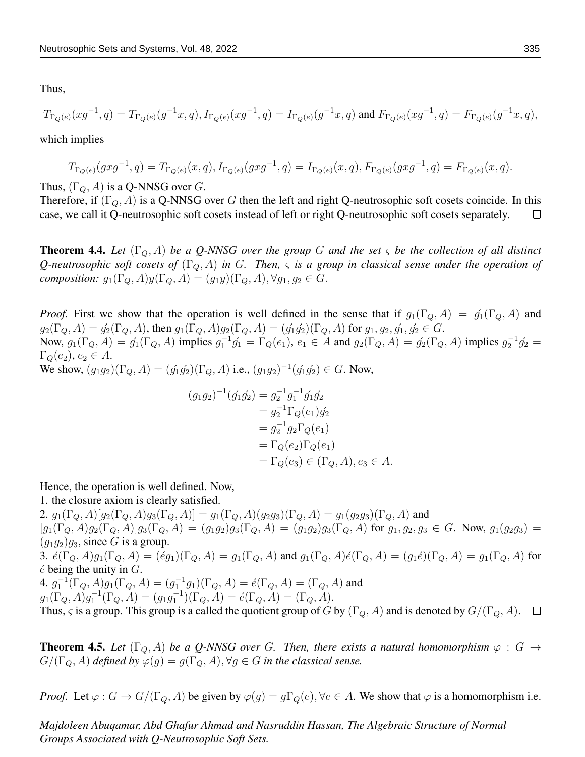Thus,

$$T_{\Gamma_Q(e)}(xg^{-1}, q) = T_{\Gamma_Q(e)}(g^{-1}x, q), I_{\Gamma_Q(e)}(xg^{-1}, q) = I_{\Gamma_Q(e)}(g^{-1}x, q) \text{ and } F_{\Gamma_Q(e)}(xg^{-1}, q) = F_{\Gamma_Q(e)}(g^{-1}x, q),$$

which implies

$$T_{\Gamma_Q(e)}(gxg^{-1}, q) = T_{\Gamma_Q(e)}(x, q), I_{\Gamma_Q(e)}(gxg^{-1}, q) = I_{\Gamma_Q(e)}(x, q), F_{\Gamma_Q(e)}(gxg^{-1}, q) = F_{\Gamma_Q(e)}(x, q).$$

Thus, $(\Gamma_Q, A)$ is a Q-NNSG over $G$.
Therefore, if $(\Gamma_Q, A)$ is a Q-NNSG over $G$ then the left and right Q-neutrosophic soft cosets coincide. In this case, we call it Q-neutrosophic soft cosets instead of left or right Q-neutrosophic soft cosets separately. □

**Theorem 4.4.** *Let $(\Gamma_Q, A)$ be a Q-NNSG over the group $G$ and the set $\varsigma$ be the collection of all distinct Q-neutrosophic soft cosets of $(\Gamma_Q, A)$ in $G$. Then, $\varsigma$ is a group in classical sense under the operation of composition: $g_1(\Gamma_Q, A)y(\Gamma_Q, A) = (g_1y)(\Gamma_Q, A), \forall g_1, g_2 \in G$.*

*Proof.* First we show that the operation is well defined in the sense that if $g_1(\Gamma_Q, A) = \acute{g_1}(\Gamma_Q, A)$ and $g_2(\Gamma_Q, A) = \acute{g_2}(\Gamma_Q, A)$, then $g_1(\Gamma_Q, A)g_2(\Gamma_Q, A) = (\acute{g_1}\acute{g_2})(\Gamma_Q, A)$ for $g_1, g_2, \acute{g_1}, \acute{g_2} \in G$.
Now, $g_1(\Gamma_Q, A) = \acute{g_1}(\Gamma_Q, A)$ implies $g_1^{-1}\acute{g_1} = \Gamma_Q(e_1)$, $e_1 \in A$ and $g_2(\Gamma_Q, A) = \acute{g_2}(\Gamma_Q, A)$ implies $g_2^{-1}\acute{g_2} = \Gamma_Q(e_2)$, $e_2 \in A$.
We show, $(g_1g_2)(\Gamma_Q, A) = (\acute{g_1}\acute{g_2})(\Gamma_Q, A)$ i.e., $(g_1g_2)^{-1}(\acute{g_1}\acute{g_2}) \in G$. Now,

$$\begin{aligned}
(g_1g_2)^{-1}(\acute{g_1}\acute{g_2}) &= g_2^{-1}g_1^{-1}\acute{g_1}\acute{g_2} \\
&= g_2^{-1}\Gamma_Q(e_1)\acute{g_2} \\
&= g_2^{-1}g_2\Gamma_Q(e_1) \\
&= \Gamma_Q(e_2)\Gamma_Q(e_1) \\
&= \Gamma_Q(e_3) \in (\Gamma_Q, A), e_3 \in A.
\end{aligned}$$

Hence, the operation is well defined. Now,
1. the closure axiom is clearly satisfied.
2. $g_1(\Gamma_Q, A)[g_2(\Gamma_Q, A)g_3(\Gamma_Q, A)] = g_1(\Gamma_Q, A)(g_2g_3)(\Gamma_Q, A) = g_1(g_2g_3)(\Gamma_Q, A)$ and $[g_1(\Gamma_Q, A)g_2(\Gamma_Q, A)]g_3(\Gamma_Q, A) = (g_1g_2)g_3(\Gamma_Q, A) = (g_1g_2)g_3(\Gamma_Q, A)$ for $g_1, g_2, g_3 \in G$. Now, $g_1(g_2g_3) = (g_1g_2)g_3$, since $G$ is a group.
3. $\acute{e}(\Gamma_Q, A)g_1(\Gamma_Q, A) = (\acute{e}g_1)(\Gamma_Q, A) = g_1(\Gamma_Q, A)$ and $g_1(\Gamma_Q, A)\acute{e}(\Gamma_Q, A) = (g_1\acute{e})(\Gamma_Q, A) = g_1(\Gamma_Q, A)$ for $\acute{e}$ being the unity in $G$.
4. $g_1^{-1}(\Gamma_Q, A)g_1(\Gamma_Q, A) = (g_1^{-1}g_1)(\Gamma_Q, A) = \acute{e}(\Gamma_Q, A) = (\Gamma_Q, A)$ and $g_1(\Gamma_Q, A)g_1^{-1}(\Gamma_Q, A) = (g_1g_1^{-1})(\Gamma_Q, A) = \acute{e}(\Gamma_Q, A) = (\Gamma_Q, A)$.
Thus, $\varsigma$ is a group. This group is a called the quotient group of $G$ by $(\Gamma_Q, A)$ and is denoted by $G/(\Gamma_Q, A)$. □

**Theorem 4.5.** *Let $(\Gamma_Q, A)$ be a Q-NNSG over $G$. Then, there exists a natural homomorphism $\varphi : G \to G/(\Gamma_Q, A)$ defined by $\varphi(g) = g(\Gamma_Q, A), \forall g \in G$ in the classical sense.*

*Proof.* Let $\varphi : G \to G/(\Gamma_Q, A)$ be given by $\varphi(g) = g\Gamma_Q(e), \forall e \in A$. We show that $\varphi$ is a homomorphism i.e.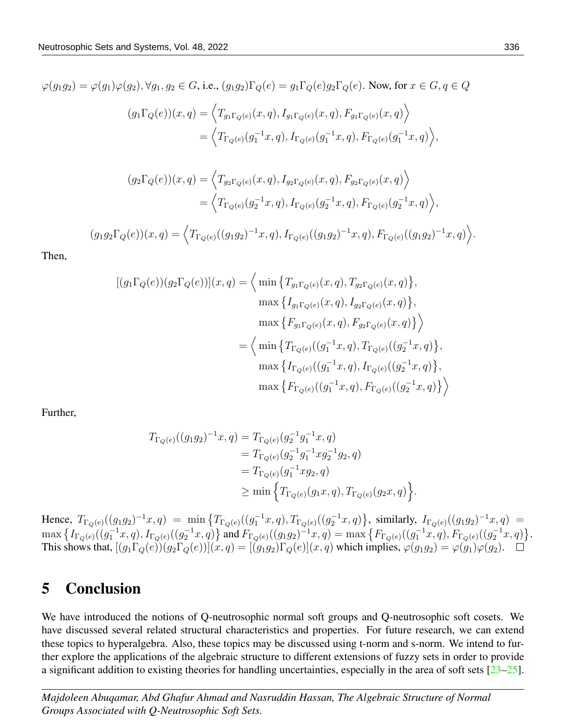$\varphi(g_1g_2) = \varphi(g_1)\varphi(g_2), \forall g_1, g_2 \in G$, i.e., $(g_1g_2)\Gamma_Q(e) = g_1\Gamma_Q(e)g_2\Gamma_Q(e)$. Now, for $x \in G, q \in Q$

$$
\begin{aligned}
(g_1\Gamma_Q(e))(x,q) &= \Big\langle T_{g_1\Gamma_Q(e)}(x,q), I_{g_1\Gamma_Q(e)}(x,q), F_{g_1\Gamma_Q(e)}(x,q)\Big\rangle \\
&= \Big\langle T_{\Gamma_Q(e)}(g_1^{-1}x,q), I_{\Gamma_Q(e)}(g_1^{-1}x,q), F_{\Gamma_Q(e)}(g_1^{-1}x,q)\Big\rangle,
\end{aligned}
$$

$$
\begin{aligned}
(g_2\Gamma_Q(e))(x,q) &= \Big\langle T_{g_2\Gamma_Q(e)}(x,q), I_{g_2\Gamma_Q(e)}(x,q), F_{g_2\Gamma_Q(e)}(x,q)\Big\rangle \\
&= \Big\langle T_{\Gamma_Q(e)}(g_2^{-1}x,q), I_{\Gamma_Q(e)}(g_2^{-1}x,q), F_{\Gamma_Q(e)}(g_2^{-1}x,q)\Big\rangle,
\end{aligned}
$$

$$
(g_1g_2\Gamma_Q(e))(x,q) = \Big\langle T_{\Gamma_Q(e)}((g_1g_2)^{-1}x,q), I_{\Gamma_Q(e)}((g_1g_2)^{-1}x,q), F_{\Gamma_Q(e)}((g_1g_2)^{-1}x,q)\Big\rangle.
$$

Then,

$$
\begin{aligned}
[(g_1\Gamma_Q(e))(g_2\Gamma_Q(e))](x,q) &= \Big\langle \min\big\{T_{g_1\Gamma_Q(e)}(x,q), T_{g_2\Gamma_Q(e)}(x,q)\big\}, \\
&\qquad \max\big\{I_{g_1\Gamma_Q(e)}(x,q), I_{g_2\Gamma_Q(e)}(x,q)\big\}, \\
&\qquad \max\big\{F_{g_1\Gamma_Q(e)}(x,q), F_{g_2\Gamma_Q(e)}(x,q)\big\}\Big\rangle \\
&= \Big\langle \min\big\{T_{\Gamma_Q(e)}((g_1^{-1}x,q), T_{\Gamma_Q(e)}((g_2^{-1}x,q)\big\}, \\
&\qquad \max\big\{I_{\Gamma_Q(e)}((g_1^{-1}x,q), I_{\Gamma_Q(e)}((g_2^{-1}x,q)\big\}, \\
&\qquad \max\big\{F_{\Gamma_Q(e)}((g_1^{-1}x,q), F_{\Gamma_Q(e)}((g_2^{-1}x,q)\big\}\Big\rangle
\end{aligned}
$$

Further,

$$
\begin{aligned}
T_{\Gamma_Q(e)}((g_1g_2)^{-1}x,q) &= T_{\Gamma_Q(e)}(g_2^{-1}g_1^{-1}x,q) \\
&= T_{\Gamma_Q(e)}(g_2^{-1}g_1^{-1}xg_2^{-1}g_2,q) \\
&= T_{\Gamma_Q(e)}(g_1^{-1}xg_2,q) \\
&\geq \min\Big\{T_{\Gamma_Q(e)}(g_1x,q), T_{\Gamma_Q(e)}(g_2x,q)\Big\}.
\end{aligned}
$$

Hence, $T_{\Gamma_Q(e)}((g_1g_2)^{-1}x,q) = \min\big\{T_{\Gamma_Q(e)}((g_1^{-1}x,q), T_{\Gamma_Q(e)}((g_2^{-1}x,q)\big\}$, similarly, $I_{\Gamma_Q(e)}((g_1g_2)^{-1}x,q) = \max\big\{I_{\Gamma_Q(e)}((g_1^{-1}x,q), I_{\Gamma_Q(e)}((g_2^{-1}x,q)\big\}$ and $F_{\Gamma_Q(e)}((g_1g_2)^{-1}x,q) = \max\big\{F_{\Gamma_Q(e)}((g_1^{-1}x,q), F_{\Gamma_Q(e)}((g_2^{-1}x,q)\big\}$. This shows that, $[(g_1\Gamma_Q(e))(g_2\Gamma_Q(e))](x,q) = [(g_1g_2)\Gamma_Q(e)](x,q)$ which implies, $\varphi(g_1g_2) = \varphi(g_1)\varphi(g_2)$. □

# 5 Conclusion

We have introduced the notions of Q-neutrosophic normal soft groups and Q-neutrosophic soft cosets. We have discussed several related structural characteristics and properties. For future research, we can extend these topics to hyperalgebra. Also, these topics may be discussed using t-norm and s-norm. We intend to further explore the applications of the algebraic structure to different extensions of fuzzy sets in order to provide a significant addition to existing theories for handling uncertainties, especially in the area of soft sets [23–25].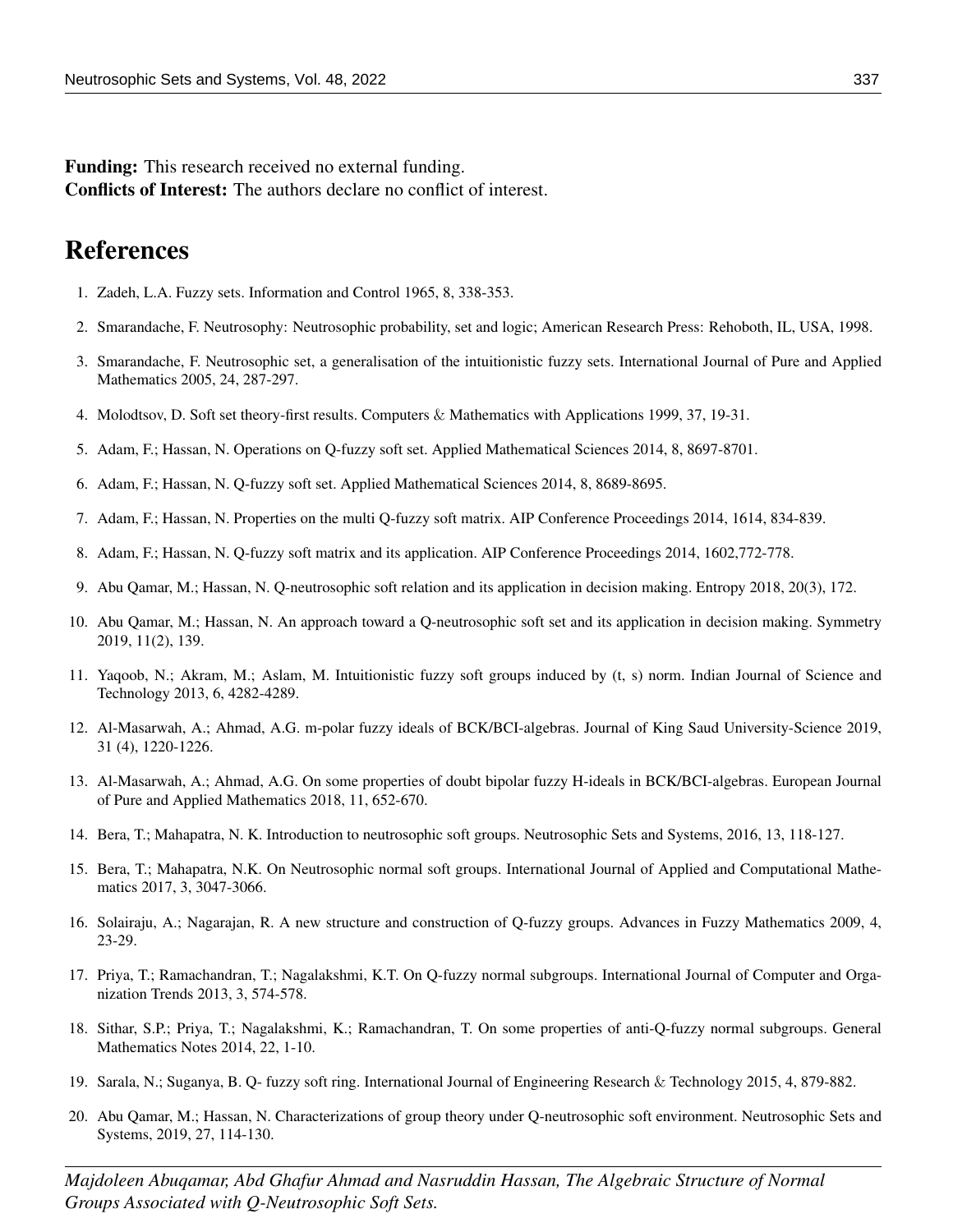**Funding:** This research received no external funding.
**Conflicts of Interest:** The authors declare no conflict of interest.

# References

1. Zadeh, L.A. Fuzzy sets. Information and Control 1965, 8, 338-353.
2. Smarandache, F. Neutrosophy: Neutrosophic probability, set and logic; American Research Press: Rehoboth, IL, USA, 1998.
3. Smarandache, F. Neutrosophic set, a generalisation of the intuitionistic fuzzy sets. International Journal of Pure and Applied Mathematics 2005, 24, 287-297.
4. Molodtsov, D. Soft set theory-first results. Computers & Mathematics with Applications 1999, 37, 19-31.
5. Adam, F.; Hassan, N. Operations on Q-fuzzy soft set. Applied Mathematical Sciences 2014, 8, 8697-8701.
6. Adam, F.; Hassan, N. Q-fuzzy soft set. Applied Mathematical Sciences 2014, 8, 8689-8695.
7. Adam, F.; Hassan, N. Properties on the multi Q-fuzzy soft matrix. AIP Conference Proceedings 2014, 1614, 834-839.
8. Adam, F.; Hassan, N. Q-fuzzy soft matrix and its application. AIP Conference Proceedings 2014, 1602,772-778.
9. Abu Qamar, M.; Hassan, N. Q-neutrosophic soft relation and its application in decision making. Entropy 2018, 20(3), 172.
10. Abu Qamar, M.; Hassan, N. An approach toward a Q-neutrosophic soft set and its application in decision making. Symmetry 2019, 11(2), 139.
11. Yaqoob, N.; Akram, M.; Aslam, M. Intuitionistic fuzzy soft groups induced by (t, s) norm. Indian Journal of Science and Technology 2013, 6, 4282-4289.
12. Al-Masarwah, A.; Ahmad, A.G. m-polar fuzzy ideals of BCK/BCI-algebras. Journal of King Saud University-Science 2019, 31 (4), 1220-1226.
13. Al-Masarwah, A.; Ahmad, A.G. On some properties of doubt bipolar fuzzy H-ideals in BCK/BCI-algebras. European Journal of Pure and Applied Mathematics 2018, 11, 652-670.
14. Bera, T.; Mahapatra, N. K. Introduction to neutrosophic soft groups. Neutrosophic Sets and Systems, 2016, 13, 118-127.
15. Bera, T.; Mahapatra, N.K. On Neutrosophic normal soft groups. International Journal of Applied and Computational Mathematics 2017, 3, 3047-3066.
16. Solairaju, A.; Nagarajan, R. A new structure and construction of Q-fuzzy groups. Advances in Fuzzy Mathematics 2009, 4, 23-29.
17. Priya, T.; Ramachandran, T.; Nagalakshmi, K.T. On Q-fuzzy normal subgroups. International Journal of Computer and Organization Trends 2013, 3, 574-578.
18. Sithar, S.P.; Priya, T.; Nagalakshmi, K.; Ramachandran, T. On some properties of anti-Q-fuzzy normal subgroups. General Mathematics Notes 2014, 22, 1-10.
19. Sarala, N.; Suganya, B. Q- fuzzy soft ring. International Journal of Engineering Research & Technology 2015, 4, 879-882.
20. Abu Qamar, M.; Hassan, N. Characterizations of group theory under Q-neutrosophic soft environment. Neutrosophic Sets and Systems, 2019, 27, 114-130.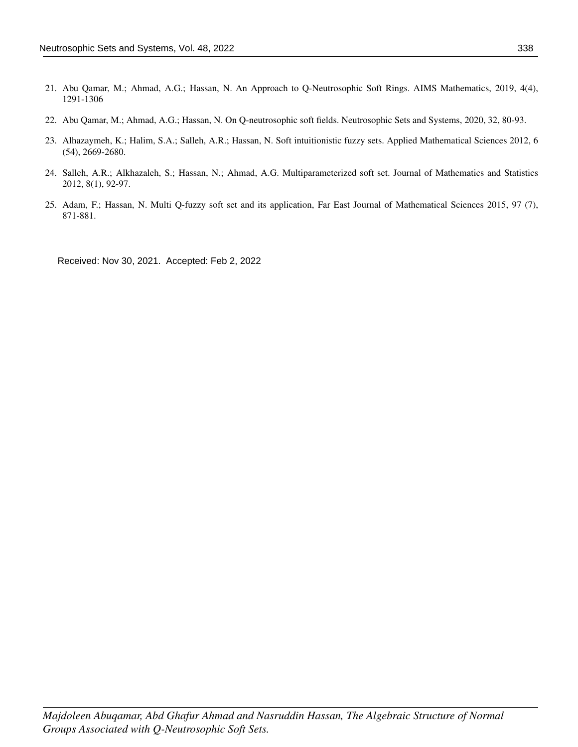21. Abu Qamar, M.; Ahmad, A.G.; Hassan, N. An Approach to Q-Neutrosophic Soft Rings. AIMS Mathematics, 2019, 4(4), 1291-1306
22. Abu Qamar, M.; Ahmad, A.G.; Hassan, N. On Q-neutrosophic soft fields. Neutrosophic Sets and Systems, 2020, 32, 80-93.
23. Alhazaymeh, K.; Halim, S.A.; Salleh, A.R.; Hassan, N. Soft intuitionistic fuzzy sets. Applied Mathematical Sciences 2012, 6 (54), 2669-2680.
24. Salleh, A.R.; Alkhazaleh, S.; Hassan, N.; Ahmad, A.G. Multiparameterized soft set. Journal of Mathematics and Statistics 2012, 8(1), 92-97.
25. Adam, F.; Hassan, N. Multi Q-fuzzy soft set and its application, Far East Journal of Mathematical Sciences 2015, 97 (7), 871-881.

Received: Nov 30, 2021. Accepted: Feb 2, 2022